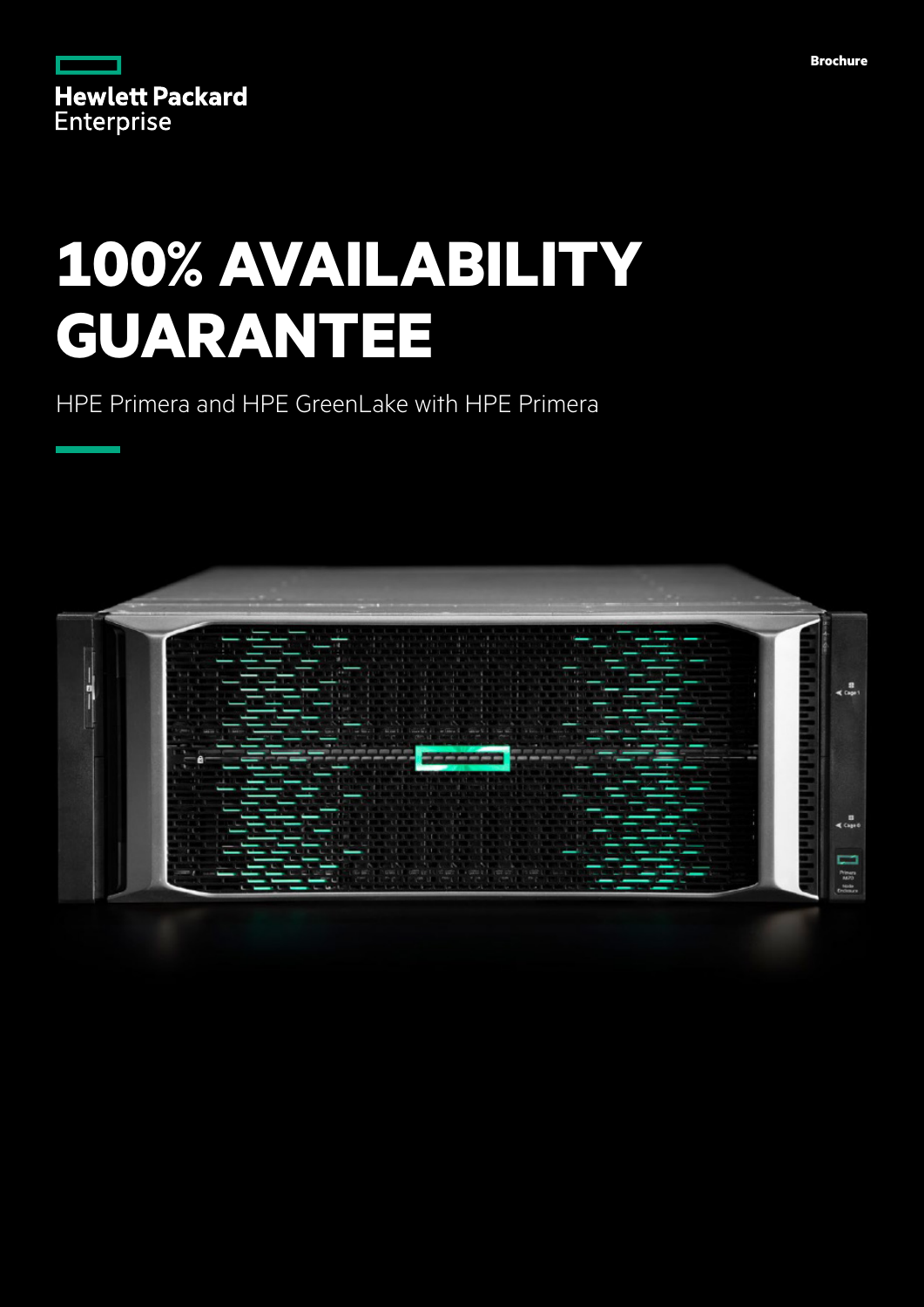Hewlett Packard Enterprise

Brochure

# 100% AVAILABILITY GUARANTEE

HPE Primera and HPE GreenLake with HPE Primera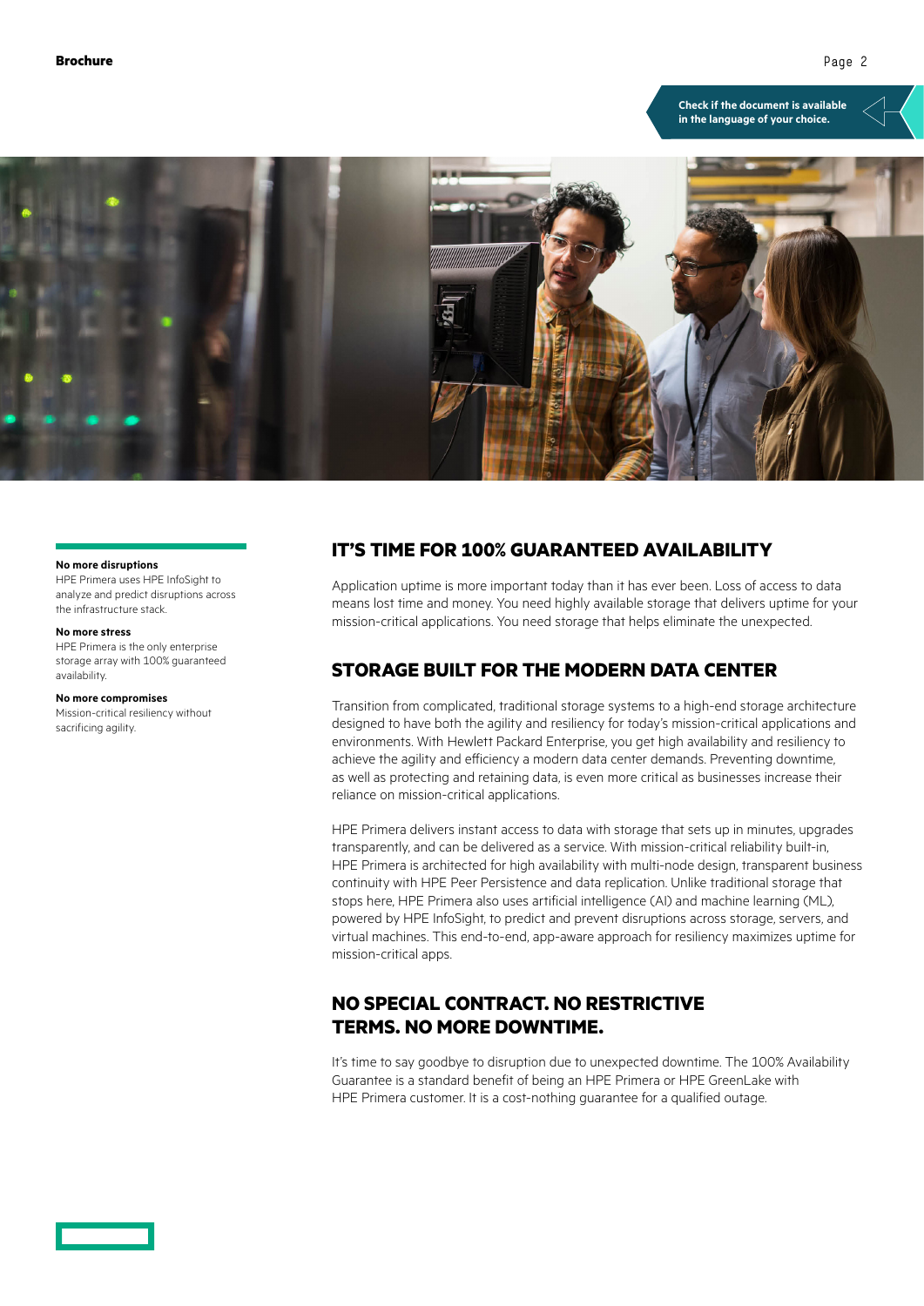**No more disruptions**
HPE Primera uses HPE InfoSight to analyze and predict disruptions across the infrastructure stack.

**No more stress**
HPE Primera is the only enterprise storage array with 100% guaranteed availability.

**No more compromises**
Mission-critical resiliency without sacrificing agility.

## IT'S TIME FOR 100% GUARANTEED AVAILABILITY

Application uptime is more important today than it has ever been. Loss of access to data means lost time and money. You need highly available storage that delivers uptime for your mission-critical applications. You need storage that helps eliminate the unexpected.

## STORAGE BUILT FOR THE MODERN DATA CENTER

Transition from complicated, traditional storage systems to a high-end storage architecture designed to have both the agility and resiliency for today's mission-critical applications and environments. With Hewlett Packard Enterprise, you get high availability and resiliency to achieve the agility and efficiency a modern data center demands. Preventing downtime, as well as protecting and retaining data, is even more critical as businesses increase their reliance on mission-critical applications.

HPE Primera delivers instant access to data with storage that sets up in minutes, upgrades transparently, and can be delivered as a service. With mission-critical reliability built-in, HPE Primera is architected for high availability with multi-node design, transparent business continuity with HPE Peer Persistence and data replication. Unlike traditional storage that stops here, HPE Primera also uses artificial intelligence (AI) and machine learning (ML), powered by HPE InfoSight, to predict and prevent disruptions across storage, servers, and virtual machines. This end-to-end, app-aware approach for resiliency maximizes uptime for mission-critical apps.

## NO SPECIAL CONTRACT. NO RESTRICTIVE TERMS. NO MORE DOWNTIME.

It's time to say goodbye to disruption due to unexpected downtime. The 100% Availability Guarantee is a standard benefit of being an HPE Primera or HPE GreenLake with HPE Primera customer. It is a cost-nothing guarantee for a qualified outage.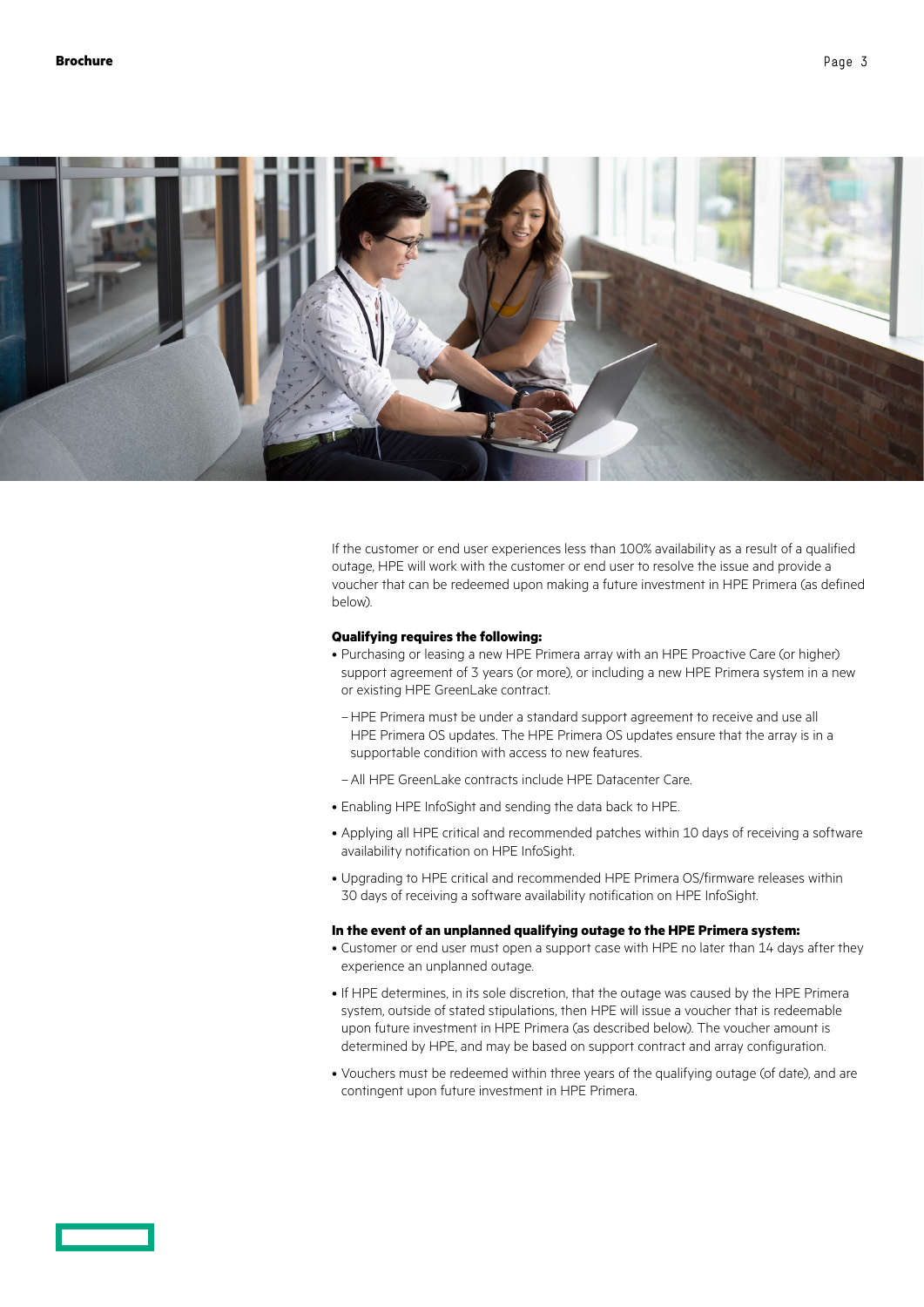If the customer or end user experiences less than 100% availability as a result of a qualified outage, HPE will work with the customer or end user to resolve the issue and provide a voucher that can be redeemed upon making a future investment in HPE Primera (as defined below).

**Qualifying requires the following:**

- Purchasing or leasing a new HPE Primera array with an HPE Proactive Care (or higher) support agreement of 3 years (or more), or including a new HPE Primera system in a new or existing HPE GreenLake contract.
  - HPE Primera must be under a standard support agreement to receive and use all HPE Primera OS updates. The HPE Primera OS updates ensure that the array is in a supportable condition with access to new features.
  - All HPE GreenLake contracts include HPE Datacenter Care.
- Enabling HPE InfoSight and sending the data back to HPE.
- Applying all HPE critical and recommended patches within 10 days of receiving a software availability notification on HPE InfoSight.
- Upgrading to HPE critical and recommended HPE Primera OS/firmware releases within 30 days of receiving a software availability notification on HPE InfoSight.

**In the event of an unplanned qualifying outage to the HPE Primera system:**

- Customer or end user must open a support case with HPE no later than 14 days after they experience an unplanned outage.
- If HPE determines, in its sole discretion, that the outage was caused by the HPE Primera system, outside of stated stipulations, then HPE will issue a voucher that is redeemable upon future investment in HPE Primera (as described below). The voucher amount is determined by HPE, and may be based on support contract and array configuration.
- Vouchers must be redeemed within three years of the qualifying outage (of date), and are contingent upon future investment in HPE Primera.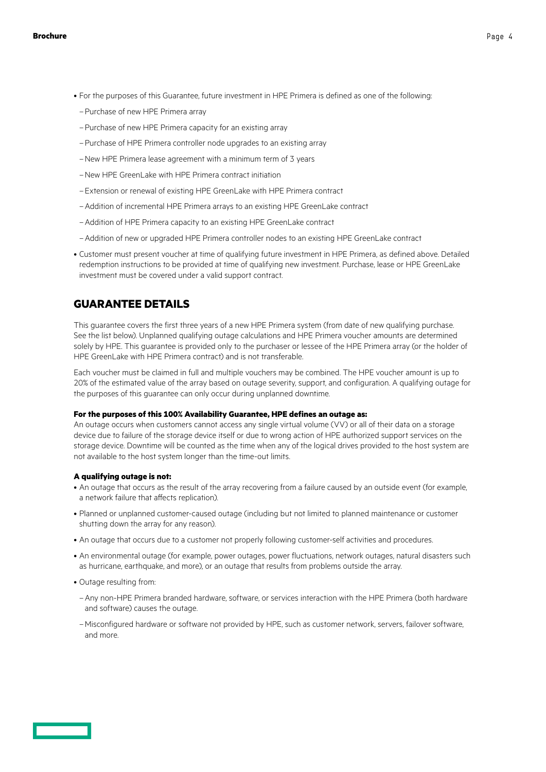- For the purposes of this Guarantee, future investment in HPE Primera is defined as one of the following:
  - Purchase of new HPE Primera array
  - Purchase of new HPE Primera capacity for an existing array
  - Purchase of HPE Primera controller node upgrades to an existing array
  - New HPE Primera lease agreement with a minimum term of 3 years
  - New HPE GreenLake with HPE Primera contract initiation
  - Extension or renewal of existing HPE GreenLake with HPE Primera contract
  - Addition of incremental HPE Primera arrays to an existing HPE GreenLake contract
  - Addition of HPE Primera capacity to an existing HPE GreenLake contract
  - Addition of new or upgraded HPE Primera controller nodes to an existing HPE GreenLake contract
- Customer must present voucher at time of qualifying future investment in HPE Primera, as defined above. Detailed redemption instructions to be provided at time of qualifying new investment. Purchase, lease or HPE GreenLake investment must be covered under a valid support contract.

## GUARANTEE DETAILS

This guarantee covers the first three years of a new HPE Primera system (from date of new qualifying purchase. See the list below). Unplanned qualifying outage calculations and HPE Primera voucher amounts are determined solely by HPE. This guarantee is provided only to the purchaser or lessee of the HPE Primera array (or the holder of HPE GreenLake with HPE Primera contract) and is not transferable.

Each voucher must be claimed in full and multiple vouchers may be combined. The HPE voucher amount is up to 20% of the estimated value of the array based on outage severity, support, and configuration. A qualifying outage for the purposes of this guarantee can only occur during unplanned downtime.

**For the purposes of this 100% Availability Guarantee, HPE defines an outage as:**
An outage occurs when customers cannot access any single virtual volume (VV) or all of their data on a storage device due to failure of the storage device itself or due to wrong action of HPE authorized support services on the storage device. Downtime will be counted as the time when any of the logical drives provided to the host system are not available to the host system longer than the time-out limits.

**A qualifying outage is not:**

- An outage that occurs as the result of the array recovering from a failure caused by an outside event (for example, a network failure that affects replication).
- Planned or unplanned customer-caused outage (including but not limited to planned maintenance or customer shutting down the array for any reason).
- An outage that occurs due to a customer not properly following customer-self activities and procedures.
- An environmental outage (for example, power outages, power fluctuations, network outages, natural disasters such as hurricane, earthquake, and more), or an outage that results from problems outside the array.
- Outage resulting from:
  - Any non-HPE Primera branded hardware, software, or services interaction with the HPE Primera (both hardware and software) causes the outage.
  - Misconfigured hardware or software not provided by HPE, such as customer network, servers, failover software, and more.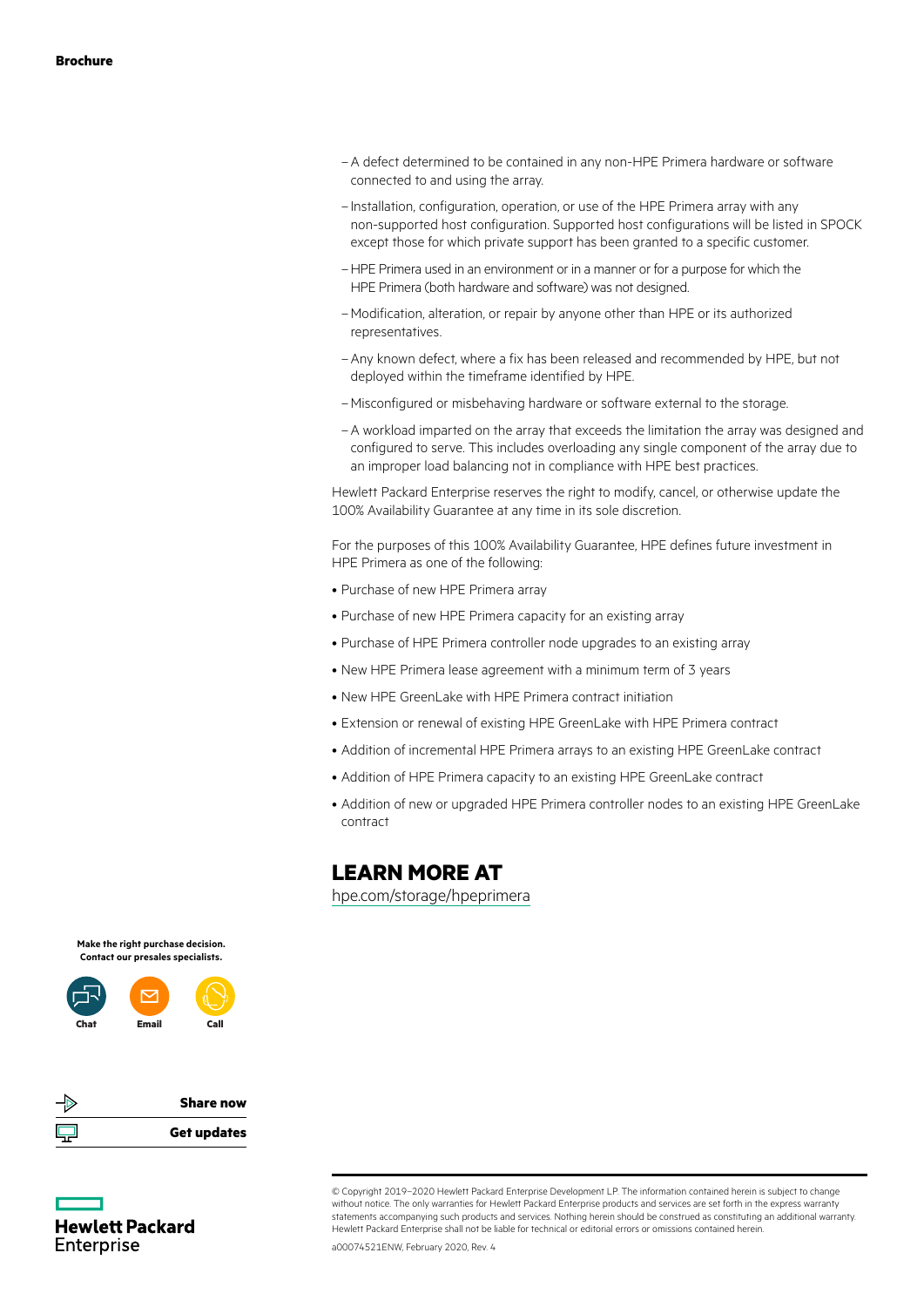– A defect determined to be contained in any non-HPE Primera hardware or software connected to and using the array.

– Installation, configuration, operation, or use of the HPE Primera array with any non-supported host configuration. Supported host configurations will be listed in SPOCK except those for which private support has been granted to a specific customer.

– HPE Primera used in an environment or in a manner or for a purpose for which the HPE Primera (both hardware and software) was not designed.

– Modification, alteration, or repair by anyone other than HPE or its authorized representatives.

– Any known defect, where a fix has been released and recommended by HPE, but not deployed within the timeframe identified by HPE.

– Misconfigured or misbehaving hardware or software external to the storage.

– A workload imparted on the array that exceeds the limitation the array was designed and configured to serve. This includes overloading any single component of the array due to an improper load balancing not in compliance with HPE best practices.

Hewlett Packard Enterprise reserves the right to modify, cancel, or otherwise update the 100% Availability Guarantee at any time in its sole discretion.

For the purposes of this 100% Availability Guarantee, HPE defines future investment in HPE Primera as one of the following:

- Purchase of new HPE Primera array
- Purchase of new HPE Primera capacity for an existing array
- Purchase of HPE Primera controller node upgrades to an existing array
- New HPE Primera lease agreement with a minimum term of 3 years
- New HPE GreenLake with HPE Primera contract initiation
- Extension or renewal of existing HPE GreenLake with HPE Primera contract
- Addition of incremental HPE Primera arrays to an existing HPE GreenLake contract
- Addition of HPE Primera capacity to an existing HPE GreenLake contract
- Addition of new or upgraded HPE Primera controller nodes to an existing HPE GreenLake contract

## LEARN MORE AT

hpe.com/storage/hpeprimera

**Make the right purchase decision. Contact our presales specialists.**

Chat Email Call

**Share now**

**Get updates**

Hewlett Packard Enterprise

© Copyright 2019–2020 Hewlett Packard Enterprise Development LP. The information contained herein is subject to change without notice. The only warranties for Hewlett Packard Enterprise products and services are set forth in the express warranty statements accompanying such products and services. Nothing herein should be construed as constituting an additional warranty. Hewlett Packard Enterprise shall not be liable for technical or editorial errors or omissions contained herein.

a00074521ENW, February 2020, Rev. 4